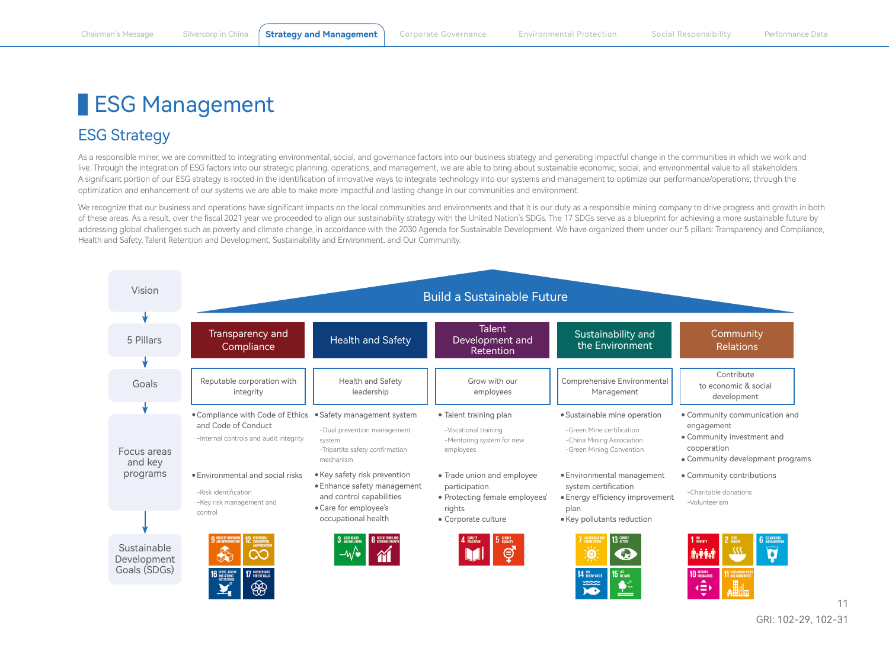# ESG Management

## ESG Strategy

As a responsible miner, we are committed to integrating environmental, social, and governance factors into our business strategy and generating impactful change in the communities in which we work and live. Through the integration of ESG factors into our strategic planning, operations, and management, we are able to bring about sustainable economic, social, and environmental value to all stakeholders. A significant portion of our ESG strategy is rooted in the identification of innovative ways to integrate technology into our systems and management to optimize our performance/operations; through the optimization and enhancement of our systems we are able to make more impactful and lasting change in our communities and environment.

We recognize that our business and operations have significant impacts on the local communities and environments and that it is our duty as a responsible mining company to drive progress and growth in both of these areas. As a result, over the fiscal 2021 year we proceeded to align our sustainability strategy with the United Nation's SDGs. The 17 SDGs serve as a blueprint for achieving a more sustainable future by addressing global challenges such as poverty and climate change, in accordance with the 2030 Agenda for Sustainable Development. We have organized them under our 5 pillars: Transparency and Compliance, Health and Safety, Talent Retention and Development, Sustainability and Environment, and Our Community.

**Vision:** Build a Sustainable Future

| | Transparency and Compliance | Health and Safety | Talent Development and Retention | Sustainability and the Environment | Community Relations |
|---|---|---|---|---|---|
| **Goals** | Reputable corporation with integrity | Health and Safety leadership | Grow with our employees | Comprehensive Environmental Management | Contribute to economic & social development |
| **Focus areas and key programs** | • Compliance with Code of Ethics and Code of Conduct<br>-Internal controls and audit integrity<br>• Environmental and social risks<br>-Risk identification<br>-Key risk management and control | • Safety management system<br>-Dual prevention management system<br>-Tripartite safety confirmation mechanism<br>• Key safety risk prevention<br>• Enhance safety management and control capabilities<br>• Care for employee's occupational health | • Talent training plan<br>-Vocational training<br>-Mentoring system for new employees<br>• Trade union and employee participation<br>• Protecting female employees' rights<br>• Corporate culture | • Sustainable mine operation<br>-Green Mine certification<br>-China Mining Association<br>-Green Mining Convention<br>• Environmental management system certification<br>• Energy efficiency improvement plan<br>• Key pollutants reduction | • Community communication and engagement<br>• Community investment and cooperation<br>• Community development programs<br>• Community contributions<br>-Charitable donations<br>-Volunteerism |
| **Sustainable Development Goals (SDGs)** | 9 Industry, Innovation and Infrastructure; 12 Responsible Consumption and Production; 16 Peace, Justice and Strong Institutions; 17 Partnerships for the Goals | 3 Good Health and Well-Being; 8 Decent Work and Economic Growth | 4 Quality Education; 5 Gender Equality | 7 Affordable and Clean Energy; 13 Climate Action; 14 Life Below Water; 15 Life on Land | 1 No Poverty; 2 Zero Hunger; 6 Clean Water and Sanitation; 10 Reduced Inequalities; 11 Sustainable Cities and Communities |

GRI: 102-29, 102-31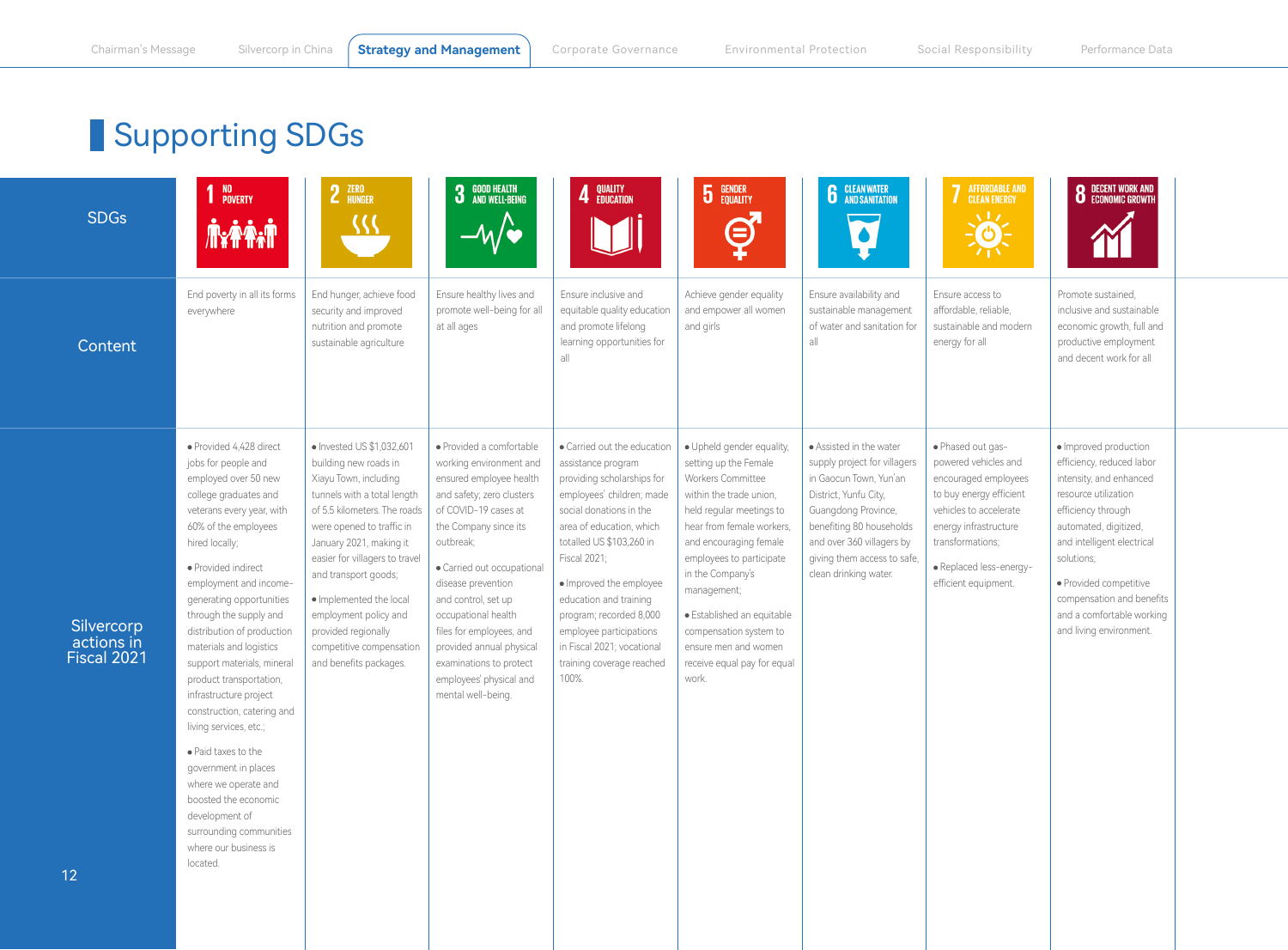# Supporting SDGs

| SDGs | 1 NO POVERTY | 2 ZERO HUNGER | 3 GOOD HEALTH AND WELL-BEING | 4 QUALITY EDUCATION | 5 GENDER EQUALITY | 6 CLEAN WATER AND SANITATION | 7 AFFORDABLE AND CLEAN ENERGY | 8 DECENT WORK AND ECONOMIC GROWTH |
|---|---|---|---|---|---|---|---|---|
| Content | End poverty in all its forms everywhere | End hunger, achieve food security and improved nutrition and promote sustainable agriculture | Ensure healthy lives and promote well-being for all at all ages | Ensure inclusive and equitable quality education and promote lifelong learning opportunities for all | Achieve gender equality and empower all women and girls | Ensure availability and sustainable management of water and sanitation for all | Ensure access to affordable, reliable, sustainable and modern energy for all | Promote sustained, inclusive and sustainable economic growth, full and productive employment and decent work for all |
| Silvercorp actions in Fiscal 2021 | • Provided 4,428 direct jobs for people and employed over 50 new college graduates and veterans every year, with 60% of the employees hired locally;<br>• Provided indirect employment and income-generating opportunities through the supply and distribution of production materials and logistics support materials, mineral product transportation, infrastructure project construction, catering and living services, etc.;<br>• Paid taxes to the government in places where we operate and boosted the economic development of surrounding communities where our business is located. | • Invested US $1,032,601 building new roads in Xiayu Town, including tunnels with a total length of 5.5 kilometers. The roads were opened to traffic in January 2021, making it easier for villagers to travel and transport goods;<br>• Implemented the local employment policy and provided regionally competitive compensation and benefits packages. | • Provided a comfortable working environment and ensured employee health and safety; zero clusters of COVID-19 cases at the Company since its outbreak;<br>• Carried out occupational disease prevention and control, set up occupational health files for employees, and provided annual physical examinations to protect employees' physical and mental well-being. | • Carried out the education assistance program providing scholarships for employees' children; made social donations in the area of education, which totalled US $103,260 in Fiscal 2021;<br>• Improved the employee education and training program; recorded 8,000 employee participations in Fiscal 2021; vocational training coverage reached 100%. | • Upheld gender equality, setting up the Female Workers Committee within the trade union, held regular meetings to hear from female workers, and encouraging female employees to participate in the Company's management;<br>• Established an equitable compensation system to ensure men and women receive equal pay for equal work. | • Assisted in the water supply project for villagers in Gaocun Town, Yun'an District, Yunfu City, Guangdong Province, benefiting 80 households and over 360 villagers by giving them access to safe, clean drinking water. | • Phased out gas-powered vehicles and encouraged employees to buy energy efficient vehicles to accelerate energy infrastructure transformations;<br>• Replaced less-energy-efficient equipment. | • Improved production efficiency, reduced labor intensity, and enhanced resource utilization efficiency through automated, digitized, and intelligent electrical solutions;<br>• Provided competitive compensation and benefits and a comfortable working and living environment. |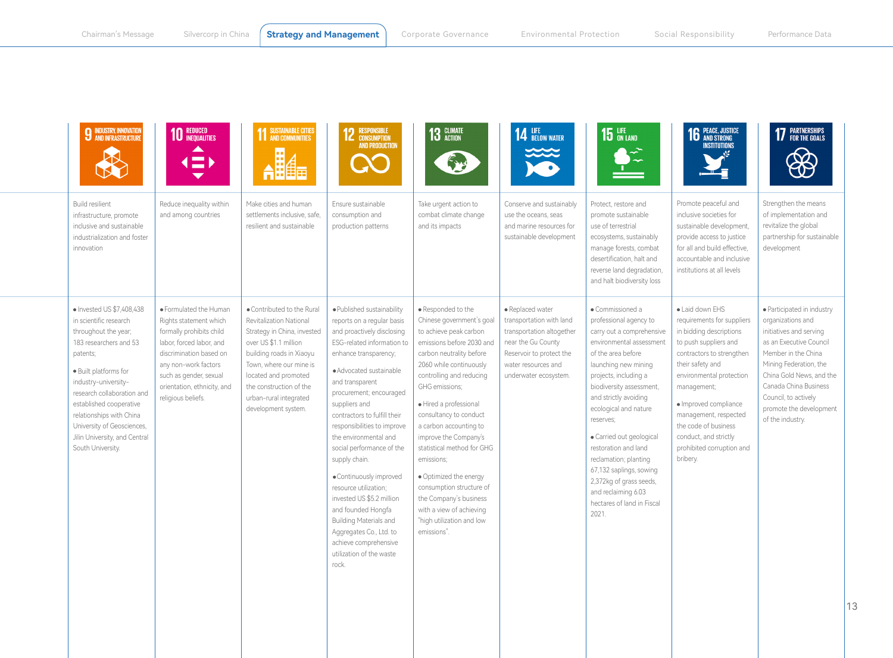| 9 INDUSTRY, INNOVATION AND INFRASTRUCTURE | 10 REDUCED INEQUALITIES | 11 SUSTAINABLE CITIES AND COMMUNITIES | 12 RESPONSIBLE CONSUMPTION AND PRODUCTION | 13 CLIMATE ACTION | 14 LIFE BELOW WATER | 15 LIFE ON LAND | 16 PEACE, JUSTICE AND STRONG INSTITUTIONS | 17 PARTNERSHIPS FOR THE GOALS |
|---|---|---|---|---|---|---|---|---|
| Build resilient infrastructure, promote inclusive and sustainable industrialization and foster innovation | Reduce inequality within and among countries | Make cities and human settlements inclusive, safe, resilient and sustainable | Ensure sustainable consumption and production patterns | Take urgent action to combat climate change and its impacts | Conserve and sustainably use the oceans, seas and marine resources for sustainable development | Protect, restore and promote sustainable use of terrestrial ecosystems, sustainably manage forests, combat desertification, halt and reverse land degradation, and halt biodiversity loss | Promote peaceful and inclusive societies for sustainable development, provide access to justice for all and build effective, accountable and inclusive institutions at all levels | Strengthen the means of implementation and revitalize the global partnership for sustainable development |
| ● Invested US $7,408,438 in scientific research throughout the year; 183 researchers and 53 patents;<br>● Built platforms for industry-university-research collaboration and established cooperative relationships with China University of Geosciences, Jilin University, and Central South University. | ● Formulated the Human Rights statement which formally prohibits child labor, forced labor, and discrimination based on any non-work factors such as gender, sexual orientation, ethnicity, and religious beliefs. | ● Contributed to the Rural Revitalization National Strategy in China, invested over US $1.1 million building roads in Xiaoyu Town, where our mine is located and promoted the construction of the urban-rural integrated development system. | ● Published sustainability reports on a regular basis and proactively disclosing ESG-related information to enhance transparency;<br>● Advocated sustainable and transparent procurement; encouraged suppliers and contractors to fulfill their responsibilities to improve the environmental and social performance of the supply chain.<br>● Continuously improved resource utilization; invested US $5.2 million and founded Hongfa Building Materials and Aggregates Co., Ltd. to achieve comprehensive utilization of the waste rock. | ● Responded to the Chinese government's goal to achieve peak carbon emissions before 2030 and carbon neutrality before 2060 while continuously controlling and reducing GHG emissions;<br>● Hired a professional consultancy to conduct a carbon accounting to improve the Company's statistical method for GHG emissions;<br>● Optimized the energy consumption structure of the Company's business with a view of achieving "high utilization and low emissions". | ● Replaced water transportation with land transportation altogether near the Gu County Reservoir to protect the water resources and underwater ecosystem. | ● Commissioned a professional agency to carry out a comprehensive environmental assessment of the area before launching new mining projects, including a biodiversity assessment, and strictly avoiding ecological and nature reserves;<br>● Carried out geological restoration and land reclamation; planting 67,132 saplings, sowing 2,372kg of grass seeds, and reclaiming 6.03 hectares of land in Fiscal 2021. | ● Laid down EHS requirements for suppliers in bidding descriptions to push suppliers and contractors to strengthen their safety and environmental protection management;<br>● Improved compliance management, respected the code of business conduct, and strictly prohibited corruption and bribery. | ● Participated in industry organizations and initiatives and serving as an Executive Council Member in the China Mining Federation, the China Gold News, and the Canada China Business Council, to actively promote the development of the industry. |